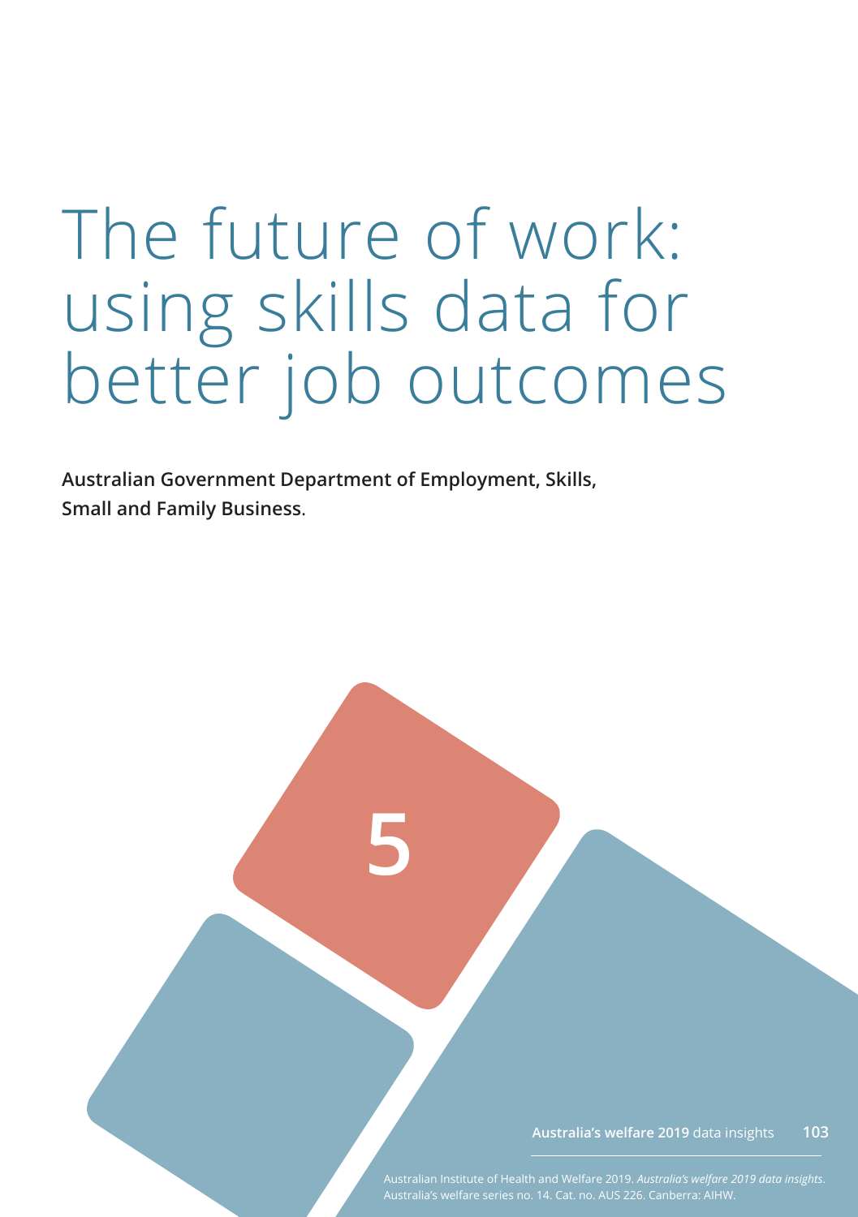# The future of work: using skills data for better job outcomes

**Australian Government Department of Employment, Skills, Small and Family Business.**

5

Australian Institute of Health and Welfare 2019. *Australia's welfare 2019 data insights*. Australia's welfare series no. 14. Cat. no. AUS 226. Canberra: AIHW.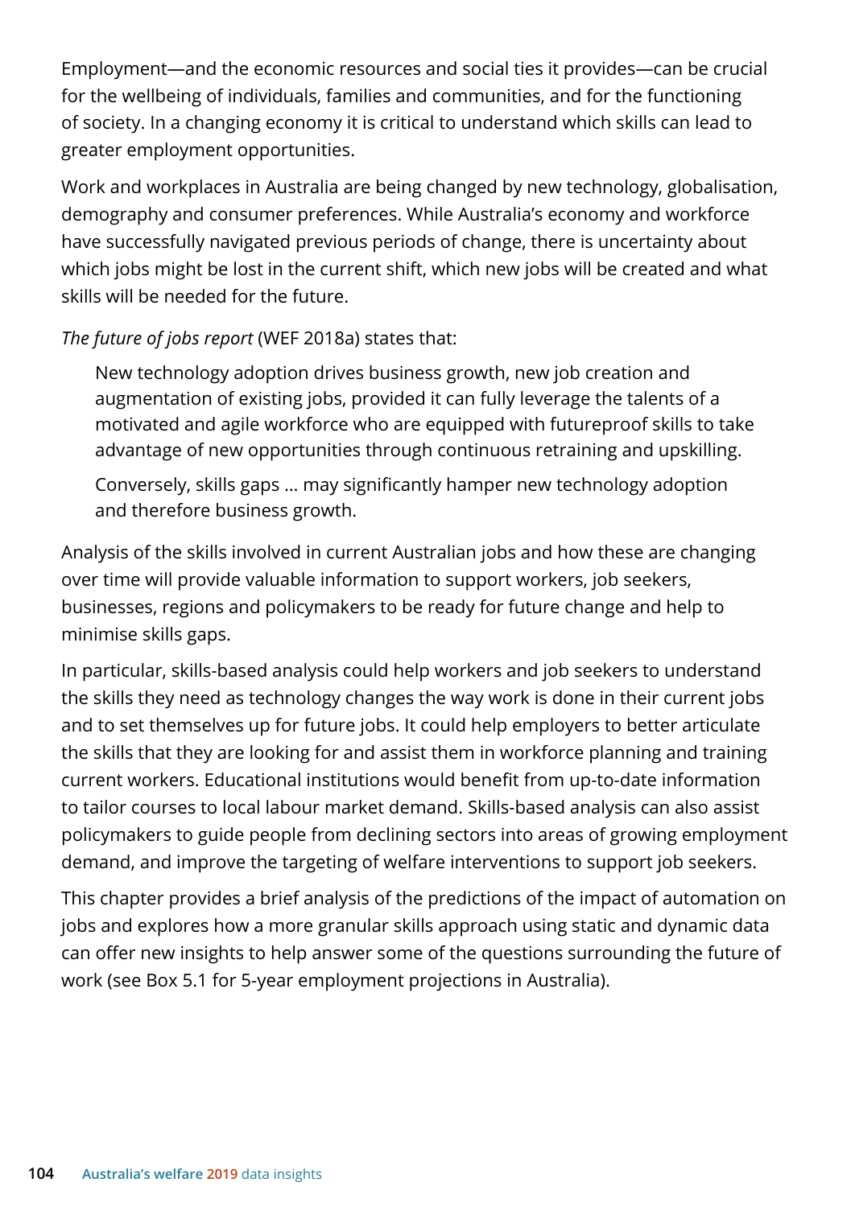Employment—and the economic resources and social ties it provides—can be crucial for the wellbeing of individuals, families and communities, and for the functioning of society. In a changing economy it is critical to understand which skills can lead to greater employment opportunities.

Work and workplaces in Australia are being changed by new technology, globalisation, demography and consumer preferences. While Australia's economy and workforce have successfully navigated previous periods of change, there is uncertainty about which jobs might be lost in the current shift, which new jobs will be created and what skills will be needed for the future.

*The future of jobs report* (WEF 2018a) states that:

> New technology adoption drives business growth, new job creation and augmentation of existing jobs, provided it can fully leverage the talents of a motivated and agile workforce who are equipped with futureproof skills to take advantage of new opportunities through continuous retraining and upskilling.
>
> Conversely, skills gaps … may significantly hamper new technology adoption and therefore business growth.

Analysis of the skills involved in current Australian jobs and how these are changing over time will provide valuable information to support workers, job seekers, businesses, regions and policymakers to be ready for future change and help to minimise skills gaps.

In particular, skills-based analysis could help workers and job seekers to understand the skills they need as technology changes the way work is done in their current jobs and to set themselves up for future jobs. It could help employers to better articulate the skills that they are looking for and assist them in workforce planning and training current workers. Educational institutions would benefit from up-to-date information to tailor courses to local labour market demand. Skills-based analysis can also assist policymakers to guide people from declining sectors into areas of growing employment demand, and improve the targeting of welfare interventions to support job seekers.

This chapter provides a brief analysis of the predictions of the impact of automation on jobs and explores how a more granular skills approach using static and dynamic data can offer new insights to help answer some of the questions surrounding the future of work (see Box 5.1 for 5-year employment projections in Australia).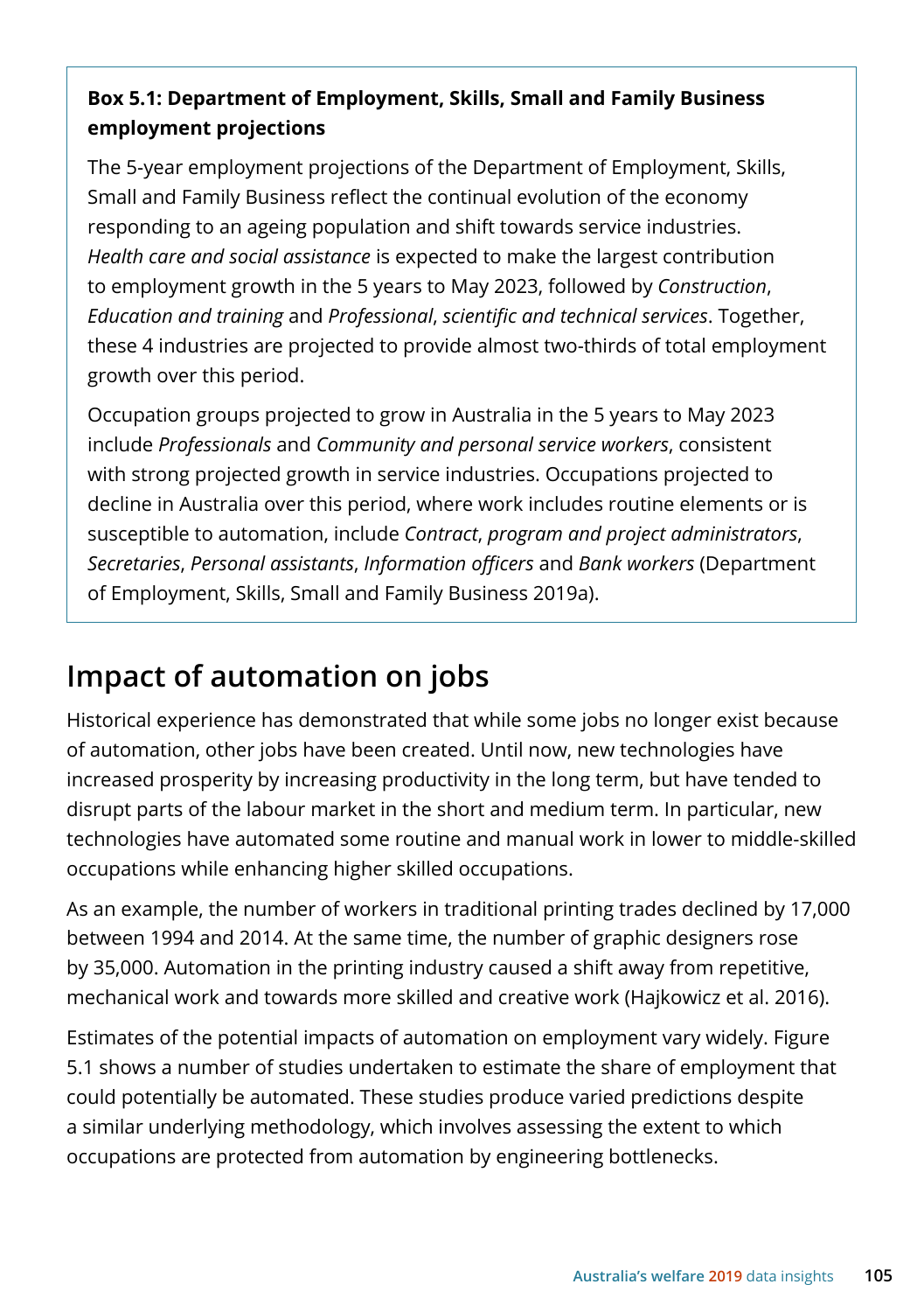**Box 5.1: Department of Employment, Skills, Small and Family Business employment projections**

The 5-year employment projections of the Department of Employment, Skills, Small and Family Business reflect the continual evolution of the economy responding to an ageing population and shift towards service industries. *Health care and social assistance* is expected to make the largest contribution to employment growth in the 5 years to May 2023, followed by *Construction*, *Education and training* and *Professional*, *scientific and technical services*. Together, these 4 industries are projected to provide almost two-thirds of total employment growth over this period.

Occupation groups projected to grow in Australia in the 5 years to May 2023 include *Professionals* and *Community and personal service workers*, consistent with strong projected growth in service industries. Occupations projected to decline in Australia over this period, where work includes routine elements or is susceptible to automation, include *Contract*, *program and project administrators*, *Secretaries*, *Personal assistants*, *Information officers* and *Bank workers* (Department of Employment, Skills, Small and Family Business 2019a).

## Impact of automation on jobs

Historical experience has demonstrated that while some jobs no longer exist because of automation, other jobs have been created. Until now, new technologies have increased prosperity by increasing productivity in the long term, but have tended to disrupt parts of the labour market in the short and medium term. In particular, new technologies have automated some routine and manual work in lower to middle-skilled occupations while enhancing higher skilled occupations.

As an example, the number of workers in traditional printing trades declined by 17,000 between 1994 and 2014. At the same time, the number of graphic designers rose by 35,000. Automation in the printing industry caused a shift away from repetitive, mechanical work and towards more skilled and creative work (Hajkowicz et al. 2016).

Estimates of the potential impacts of automation on employment vary widely. Figure 5.1 shows a number of studies undertaken to estimate the share of employment that could potentially be automated. These studies produce varied predictions despite a similar underlying methodology, which involves assessing the extent to which occupations are protected from automation by engineering bottlenecks.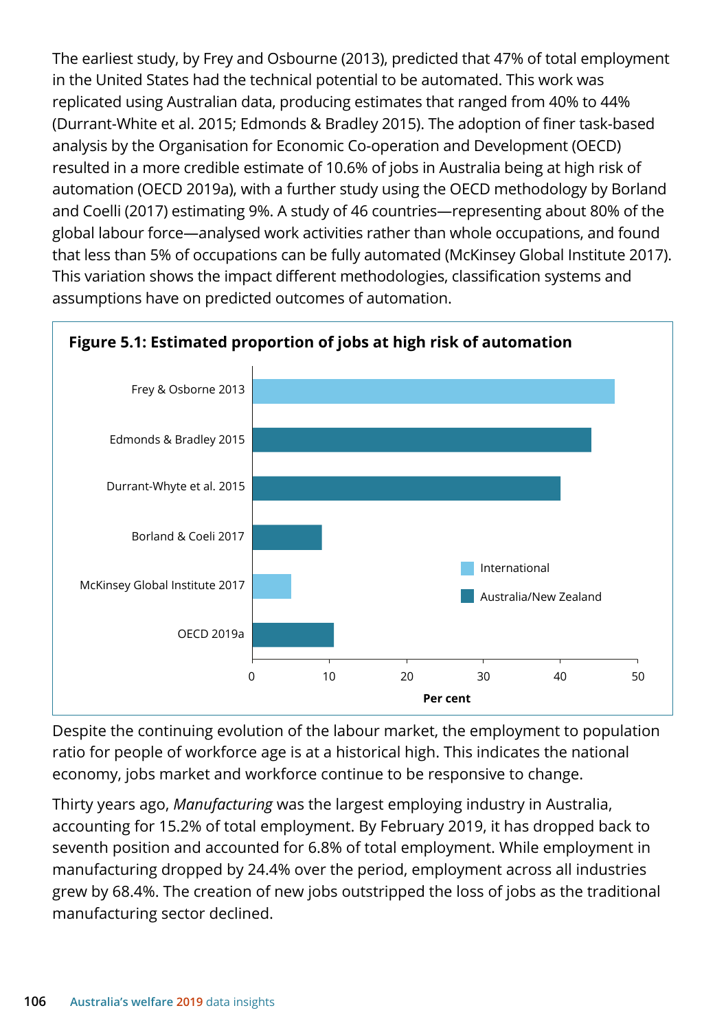The earliest study, by Frey and Osbourne (2013), predicted that 47% of total employment in the United States had the technical potential to be automated. This work was replicated using Australian data, producing estimates that ranged from 40% to 44% (Durrant-White et al. 2015; Edmonds & Bradley 2015). The adoption of finer task-based analysis by the Organisation for Economic Co-operation and Development (OECD) resulted in a more credible estimate of 10.6% of jobs in Australia being at high risk of automation (OECD 2019a), with a further study using the OECD methodology by Borland and Coelli (2017) estimating 9%. A study of 46 countries—representing about 80% of the global labour force—analysed work activities rather than whole occupations, and found that less than 5% of occupations can be fully automated (McKinsey Global Institute 2017). This variation shows the impact different methodologies, classification systems and assumptions have on predicted outcomes of automation.

**Figure 5.1: Estimated proportion of jobs at high risk of automation**

| Study | Type | Per cent (approx.) |
|---|---|---|
| Frey & Osborne 2013 | International | 47 |
| Edmonds & Bradley 2015 | Australia/New Zealand | 44 |
| Durrant-Whyte et al. 2015 | Australia/New Zealand | 40 |
| Borland & Coeli 2017 | Australia/New Zealand | 9 |
| McKinsey Global Institute 2017 | International | 5 |
| OECD 2019a | Australia/New Zealand | 10.6 |

Despite the continuing evolution of the labour market, the employment to population ratio for people of workforce age is at a historical high. This indicates the national economy, jobs market and workforce continue to be responsive to change.

Thirty years ago, *Manufacturing* was the largest employing industry in Australia, accounting for 15.2% of total employment. By February 2019, it has dropped back to seventh position and accounted for 6.8% of total employment. While employment in manufacturing dropped by 24.4% over the period, employment across all industries grew by 68.4%. The creation of new jobs outstripped the loss of jobs as the traditional manufacturing sector declined.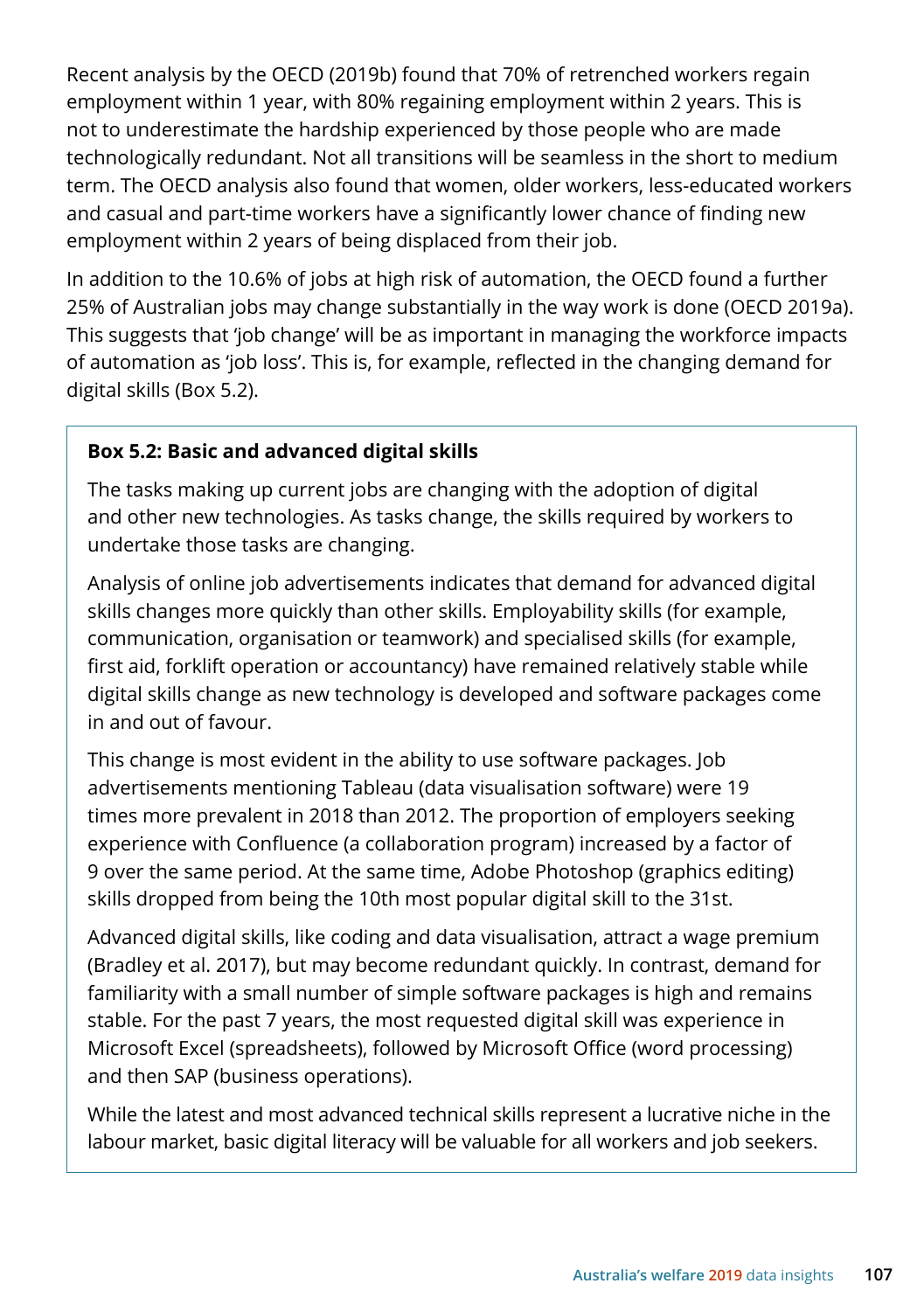Recent analysis by the OECD (2019b) found that 70% of retrenched workers regain employment within 1 year, with 80% regaining employment within 2 years. This is not to underestimate the hardship experienced by those people who are made technologically redundant. Not all transitions will be seamless in the short to medium term. The OECD analysis also found that women, older workers, less-educated workers and casual and part-time workers have a significantly lower chance of finding new employment within 2 years of being displaced from their job.

In addition to the 10.6% of jobs at high risk of automation, the OECD found a further 25% of Australian jobs may change substantially in the way work is done (OECD 2019a). This suggests that 'job change' will be as important in managing the workforce impacts of automation as 'job loss'. This is, for example, reflected in the changing demand for digital skills (Box 5.2).

> **Box 5.2: Basic and advanced digital skills**
>
> The tasks making up current jobs are changing with the adoption of digital and other new technologies. As tasks change, the skills required by workers to undertake those tasks are changing.
>
> Analysis of online job advertisements indicates that demand for advanced digital skills changes more quickly than other skills. Employability skills (for example, communication, organisation or teamwork) and specialised skills (for example, first aid, forklift operation or accountancy) have remained relatively stable while digital skills change as new technology is developed and software packages come in and out of favour.
>
> This change is most evident in the ability to use software packages. Job advertisements mentioning Tableau (data visualisation software) were 19 times more prevalent in 2018 than 2012. The proportion of employers seeking experience with Confluence (a collaboration program) increased by a factor of 9 over the same period. At the same time, Adobe Photoshop (graphics editing) skills dropped from being the 10th most popular digital skill to the 31st.
>
> Advanced digital skills, like coding and data visualisation, attract a wage premium (Bradley et al. 2017), but may become redundant quickly. In contrast, demand for familiarity with a small number of simple software packages is high and remains stable. For the past 7 years, the most requested digital skill was experience in Microsoft Excel (spreadsheets), followed by Microsoft Office (word processing) and then SAP (business operations).
>
> While the latest and most advanced technical skills represent a lucrative niche in the labour market, basic digital literacy will be valuable for all workers and job seekers.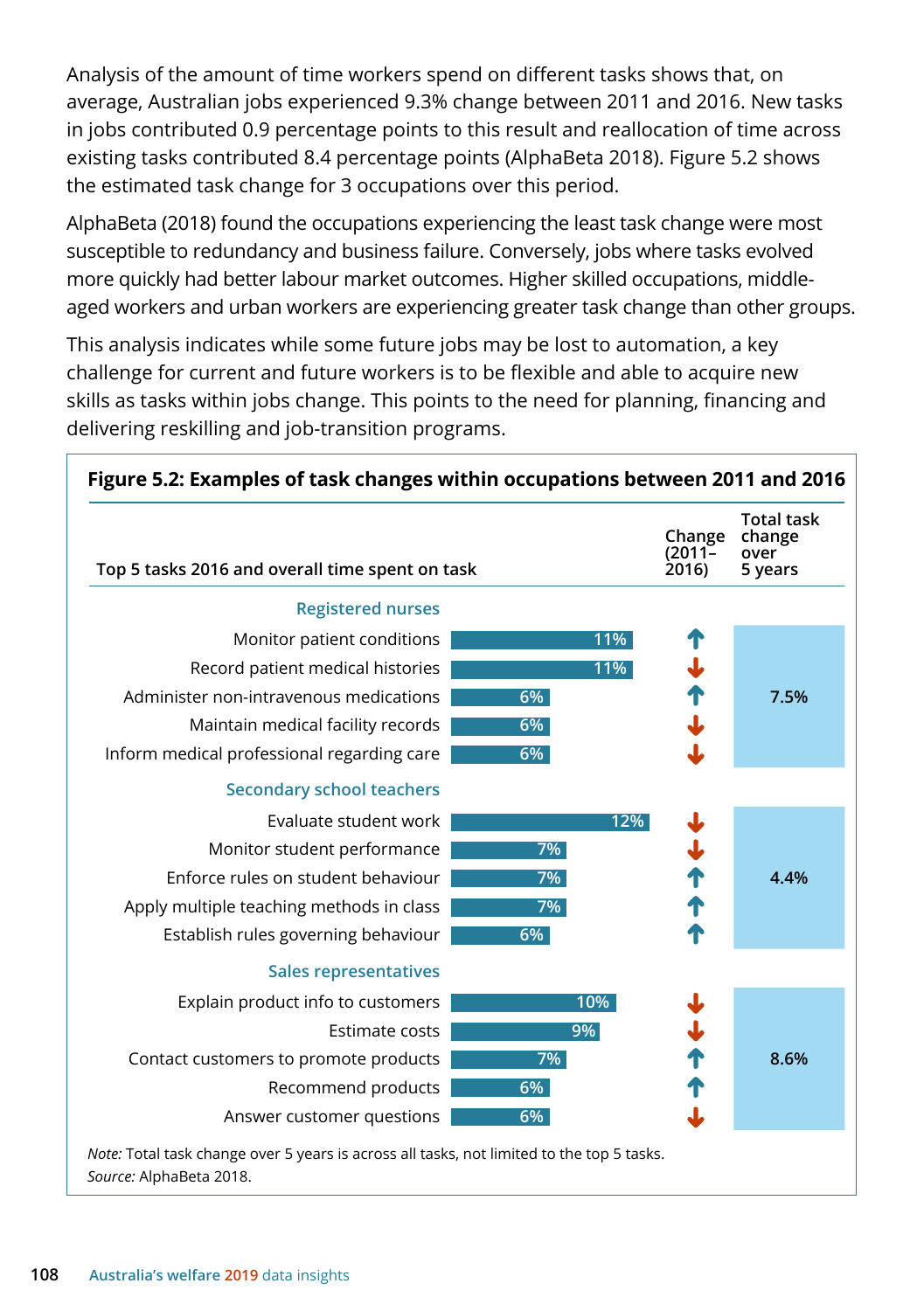Analysis of the amount of time workers spend on different tasks shows that, on average, Australian jobs experienced 9.3% change between 2011 and 2016. New tasks in jobs contributed 0.9 percentage points to this result and reallocation of time across existing tasks contributed 8.4 percentage points (AlphaBeta 2018). Figure 5.2 shows the estimated task change for 3 occupations over this period.

AlphaBeta (2018) found the occupations experiencing the least task change were most susceptible to redundancy and business failure. Conversely, jobs where tasks evolved more quickly had better labour market outcomes. Higher skilled occupations, middle-aged workers and urban workers are experiencing greater task change than other groups.

This analysis indicates while some future jobs may be lost to automation, a key challenge for current and future workers is to be flexible and able to acquire new skills as tasks within jobs change. This points to the need for planning, financing and delivering reskilling and job-transition programs.

**Figure 5.2: Examples of task changes within occupations between 2011 and 2016**

| Top 5 tasks 2016 and overall time spent on task | | Change (2011–2016) | Total task change over 5 years |
|---|---|---|---|
| **Registered nurses** | | | |
| Monitor patient conditions | 11% | ↑ | 7.5% |
| Record patient medical histories | 11% | ↓ | |
| Administer non-intravenous medications | 6% | ↑ | |
| Maintain medical facility records | 6% | ↓ | |
| Inform medical professional regarding care | 6% | ↓ | |
| **Secondary school teachers** | | | |
| Evaluate student work | 12% | ↓ | 4.4% |
| Monitor student performance | 7% | ↓ | |
| Enforce rules on student behaviour | 7% | ↑ | |
| Apply multiple teaching methods in class | 7% | ↑ | |
| Establish rules governing behaviour | 6% | ↑ | |
| **Sales representatives** | | | |
| Explain product info to customers | 10% | ↓ | 8.6% |
| Estimate costs | 9% | ↓ | |
| Contact customers to promote products | 7% | ↑ | |
| Recommend products | 6% | ↑ | |
| Answer customer questions | 6% | ↓ | |

*Note:* Total task change over 5 years is across all tasks, not limited to the top 5 tasks.
*Source:* AlphaBeta 2018.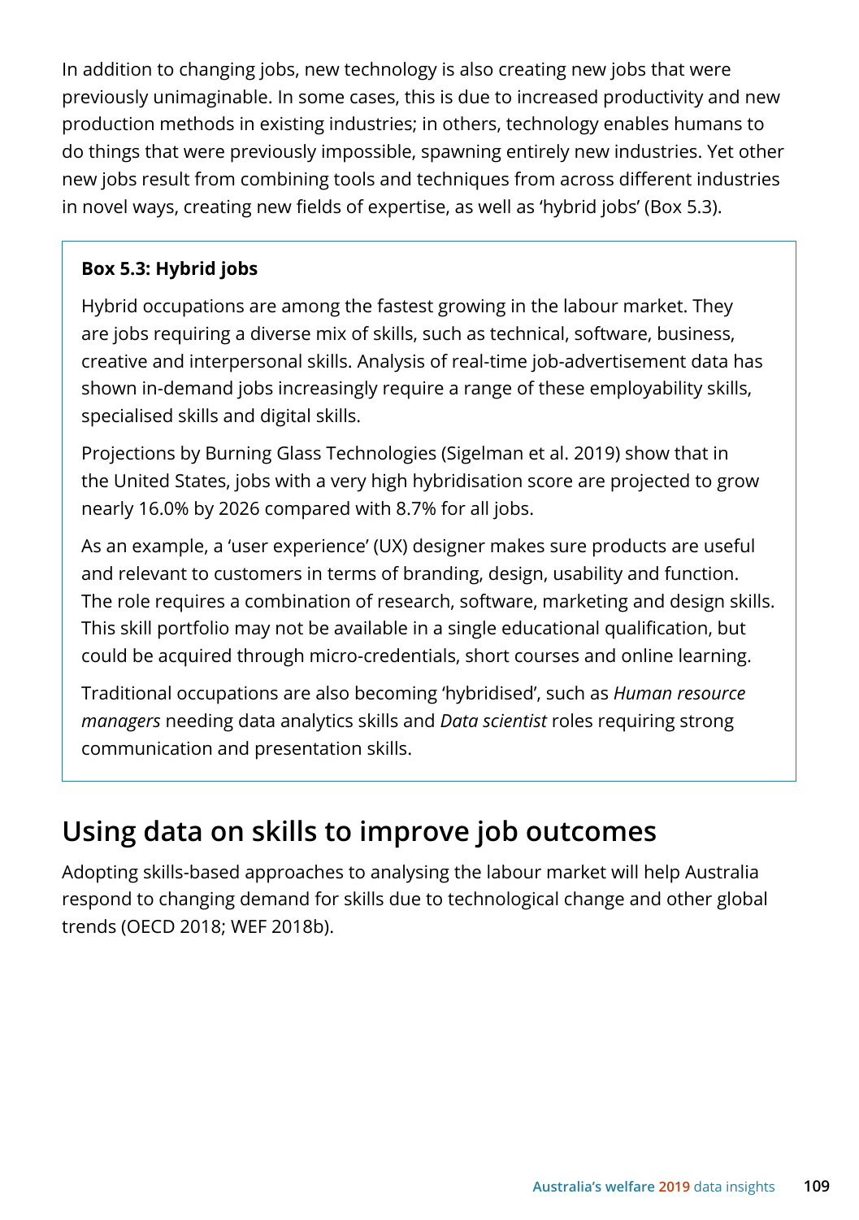In addition to changing jobs, new technology is also creating new jobs that were previously unimaginable. In some cases, this is due to increased productivity and new production methods in existing industries; in others, technology enables humans to do things that were previously impossible, spawning entirely new industries. Yet other new jobs result from combining tools and techniques from across different industries in novel ways, creating new fields of expertise, as well as 'hybrid jobs' (Box 5.3).

> **Box 5.3: Hybrid jobs**
>
> Hybrid occupations are among the fastest growing in the labour market. They are jobs requiring a diverse mix of skills, such as technical, software, business, creative and interpersonal skills. Analysis of real-time job-advertisement data has shown in-demand jobs increasingly require a range of these employability skills, specialised skills and digital skills.
>
> Projections by Burning Glass Technologies (Sigelman et al. 2019) show that in the United States, jobs with a very high hybridisation score are projected to grow nearly 16.0% by 2026 compared with 8.7% for all jobs.
>
> As an example, a 'user experience' (UX) designer makes sure products are useful and relevant to customers in terms of branding, design, usability and function. The role requires a combination of research, software, marketing and design skills. This skill portfolio may not be available in a single educational qualification, but could be acquired through micro-credentials, short courses and online learning.
>
> Traditional occupations are also becoming 'hybridised', such as *Human resource managers* needing data analytics skills and *Data scientist* roles requiring strong communication and presentation skills.

## Using data on skills to improve job outcomes

Adopting skills-based approaches to analysing the labour market will help Australia respond to changing demand for skills due to technological change and other global trends (OECD 2018; WEF 2018b).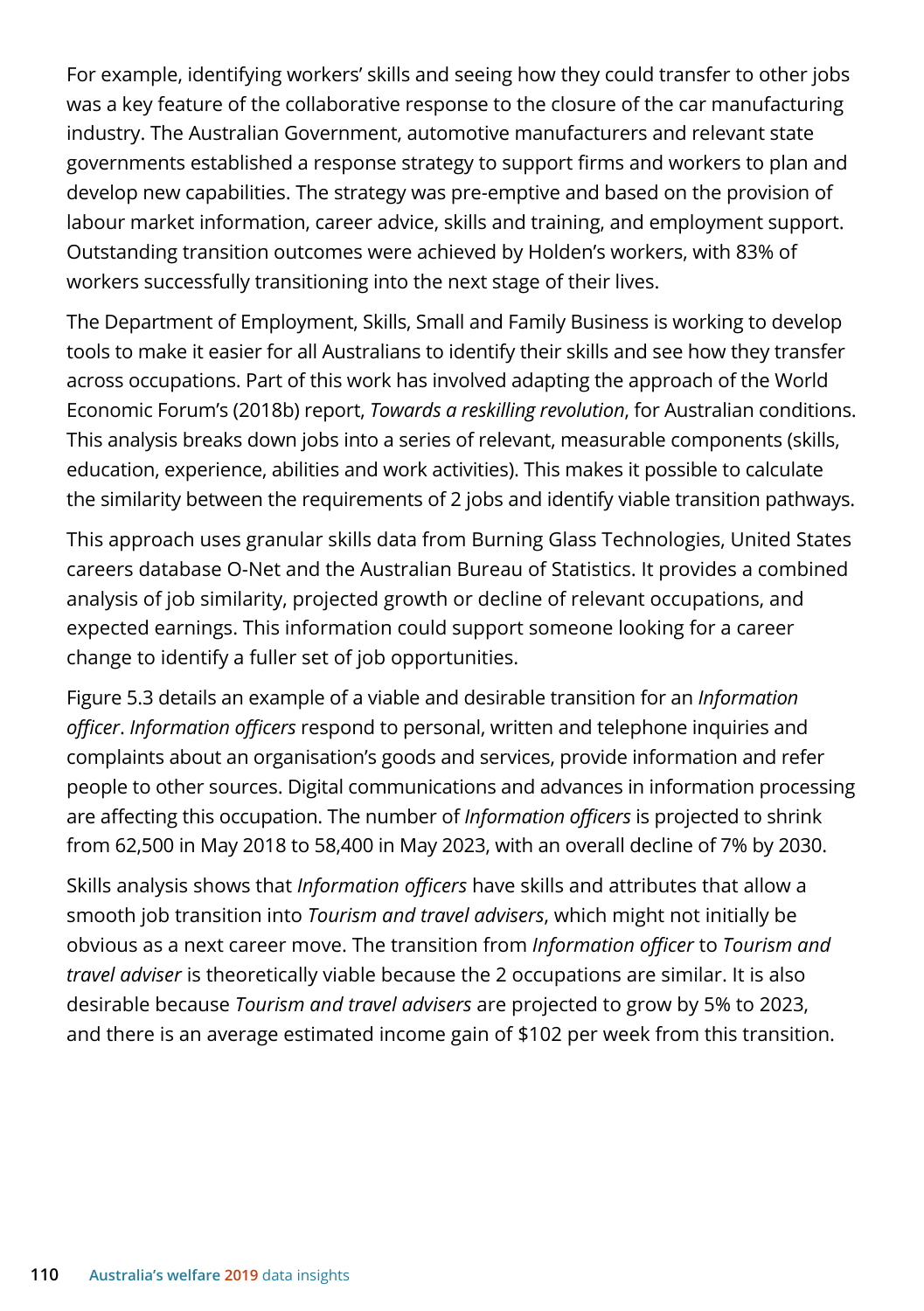For example, identifying workers' skills and seeing how they could transfer to other jobs was a key feature of the collaborative response to the closure of the car manufacturing industry. The Australian Government, automotive manufacturers and relevant state governments established a response strategy to support firms and workers to plan and develop new capabilities. The strategy was pre-emptive and based on the provision of labour market information, career advice, skills and training, and employment support. Outstanding transition outcomes were achieved by Holden's workers, with 83% of workers successfully transitioning into the next stage of their lives.

The Department of Employment, Skills, Small and Family Business is working to develop tools to make it easier for all Australians to identify their skills and see how they transfer across occupations. Part of this work has involved adapting the approach of the World Economic Forum's (2018b) report, *Towards a reskilling revolution*, for Australian conditions. This analysis breaks down jobs into a series of relevant, measurable components (skills, education, experience, abilities and work activities). This makes it possible to calculate the similarity between the requirements of 2 jobs and identify viable transition pathways.

This approach uses granular skills data from Burning Glass Technologies, United States careers database O-Net and the Australian Bureau of Statistics. It provides a combined analysis of job similarity, projected growth or decline of relevant occupations, and expected earnings. This information could support someone looking for a career change to identify a fuller set of job opportunities.

Figure 5.3 details an example of a viable and desirable transition for an *Information officer*. *Information officers* respond to personal, written and telephone inquiries and complaints about an organisation's goods and services, provide information and refer people to other sources. Digital communications and advances in information processing are affecting this occupation. The number of *Information officers* is projected to shrink from 62,500 in May 2018 to 58,400 in May 2023, with an overall decline of 7% by 2030.

Skills analysis shows that *Information officers* have skills and attributes that allow a smooth job transition into *Tourism and travel advisers*, which might not initially be obvious as a next career move. The transition from *Information officer* to *Tourism and travel adviser* is theoretically viable because the 2 occupations are similar. It is also desirable because *Tourism and travel advisers* are projected to grow by 5% to 2023, and there is an average estimated income gain of $102 per week from this transition.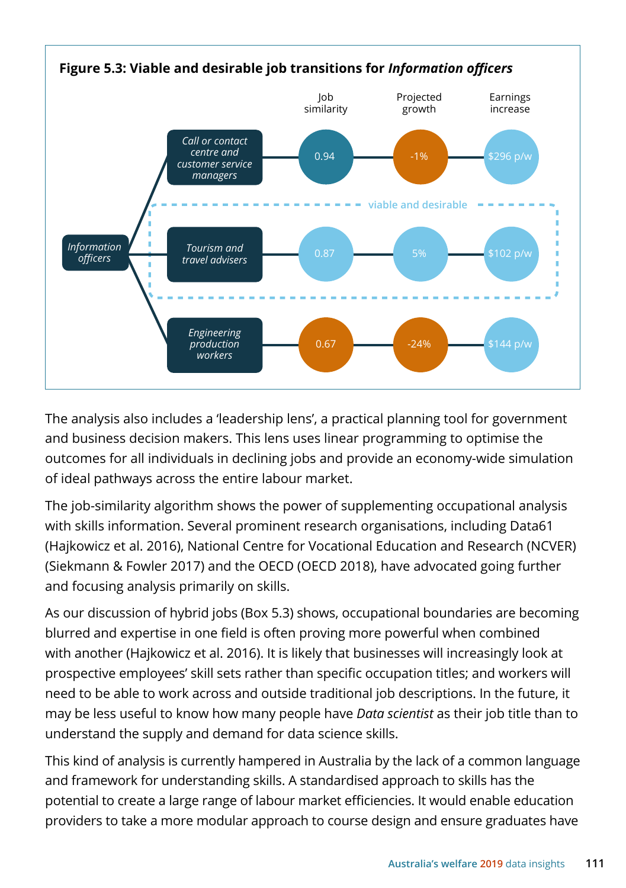**Figure 5.3: Viable and desirable job transitions for *Information officers***

| Transition from *Information officers* to | Job similarity | Projected growth | Earnings increase |
| --- | --- | --- | --- |
| *Call or contact centre and customer service managers* | 0.94 | -1% | $296 p/w |
| *Tourism and travel advisers* (viable and desirable) | 0.87 | 5% | $102 p/w |
| *Engineering production workers* | 0.67 | -24% | $144 p/w |

The analysis also includes a 'leadership lens', a practical planning tool for government and business decision makers. This lens uses linear programming to optimise the outcomes for all individuals in declining jobs and provide an economy-wide simulation of ideal pathways across the entire labour market.

The job-similarity algorithm shows the power of supplementing occupational analysis with skills information. Several prominent research organisations, including Data61 (Hajkowicz et al. 2016), National Centre for Vocational Education and Research (NCVER) (Siekmann & Fowler 2017) and the OECD (OECD 2018), have advocated going further and focusing analysis primarily on skills.

As our discussion of hybrid jobs (Box 5.3) shows, occupational boundaries are becoming blurred and expertise in one field is often proving more powerful when combined with another (Hajkowicz et al. 2016). It is likely that businesses will increasingly look at prospective employees' skill sets rather than specific occupation titles; and workers will need to be able to work across and outside traditional job descriptions. In the future, it may be less useful to know how many people have *Data scientist* as their job title than to understand the supply and demand for data science skills.

This kind of analysis is currently hampered in Australia by the lack of a common language and framework for understanding skills. A standardised approach to skills has the potential to create a large range of labour market efficiencies. It would enable education providers to take a more modular approach to course design and ensure graduates have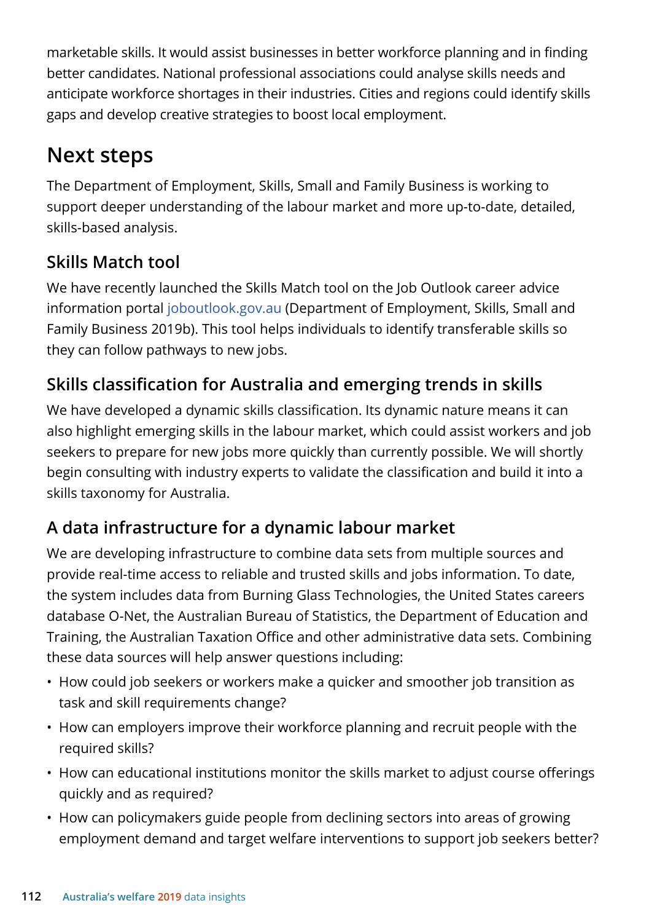marketable skills. It would assist businesses in better workforce planning and in finding better candidates. National professional associations could analyse skills needs and anticipate workforce shortages in their industries. Cities and regions could identify skills gaps and develop creative strategies to boost local employment.

## Next steps

The Department of Employment, Skills, Small and Family Business is working to support deeper understanding of the labour market and more up-to-date, detailed, skills-based analysis.

### Skills Match tool

We have recently launched the Skills Match tool on the Job Outlook career advice information portal joboutlook.gov.au (Department of Employment, Skills, Small and Family Business 2019b). This tool helps individuals to identify transferable skills so they can follow pathways to new jobs.

### Skills classification for Australia and emerging trends in skills

We have developed a dynamic skills classification. Its dynamic nature means it can also highlight emerging skills in the labour market, which could assist workers and job seekers to prepare for new jobs more quickly than currently possible. We will shortly begin consulting with industry experts to validate the classification and build it into a skills taxonomy for Australia.

### A data infrastructure for a dynamic labour market

We are developing infrastructure to combine data sets from multiple sources and provide real-time access to reliable and trusted skills and jobs information. To date, the system includes data from Burning Glass Technologies, the United States careers database O-Net, the Australian Bureau of Statistics, the Department of Education and Training, the Australian Taxation Office and other administrative data sets. Combining these data sources will help answer questions including:

- How could job seekers or workers make a quicker and smoother job transition as task and skill requirements change?
- How can employers improve their workforce planning and recruit people with the required skills?
- How can educational institutions monitor the skills market to adjust course offerings quickly and as required?
- How can policymakers guide people from declining sectors into areas of growing employment demand and target welfare interventions to support job seekers better?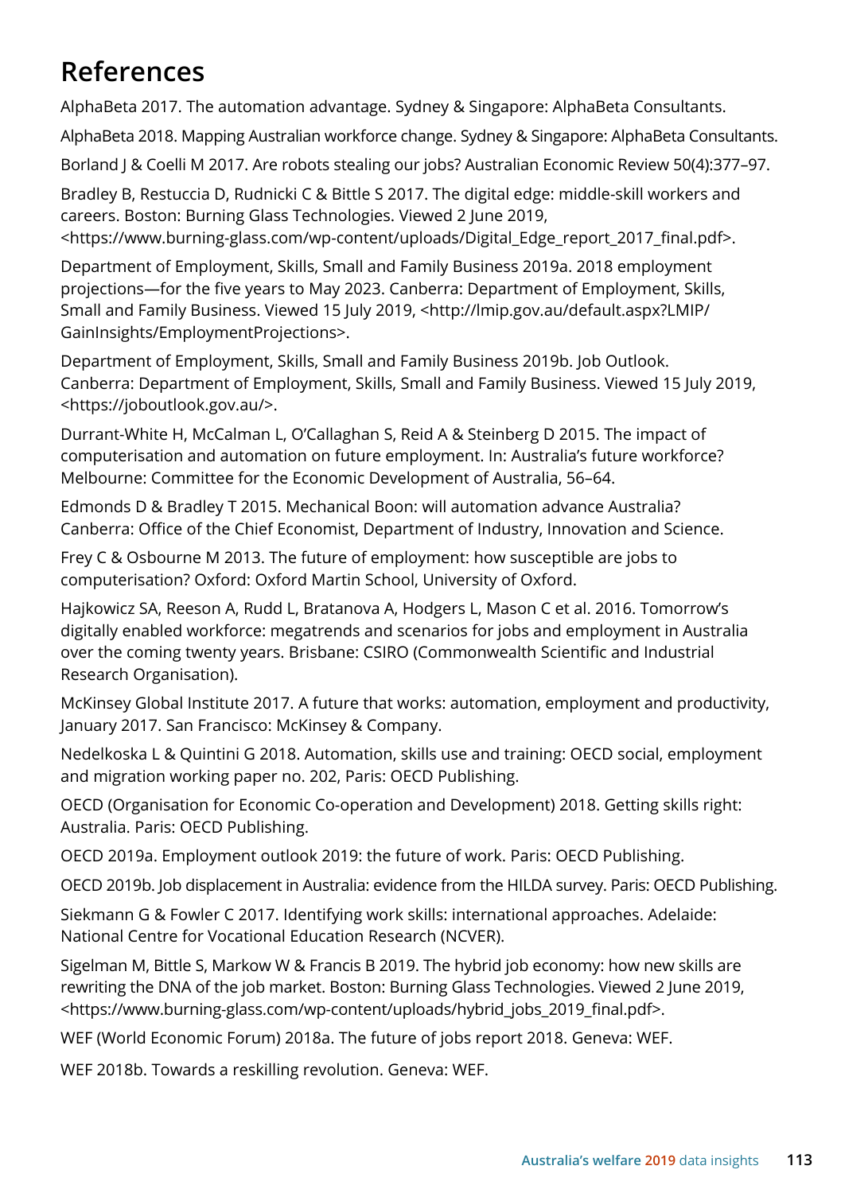# References

AlphaBeta 2017. The automation advantage. Sydney & Singapore: AlphaBeta Consultants.

AlphaBeta 2018. Mapping Australian workforce change. Sydney & Singapore: AlphaBeta Consultants.

Borland J & Coelli M 2017. Are robots stealing our jobs? Australian Economic Review 50(4):377–97.

Bradley B, Restuccia D, Rudnicki C & Bittle S 2017. The digital edge: middle-skill workers and careers. Boston: Burning Glass Technologies. Viewed 2 June 2019, <https://www.burning-glass.com/wp-content/uploads/Digital_Edge_report_2017_final.pdf>.

Department of Employment, Skills, Small and Family Business 2019a. 2018 employment projections—for the five years to May 2023. Canberra: Department of Employment, Skills, Small and Family Business. Viewed 15 July 2019, <http://lmip.gov.au/default.aspx?LMIP/GainInsights/EmploymentProjections>.

Department of Employment, Skills, Small and Family Business 2019b. Job Outlook. Canberra: Department of Employment, Skills, Small and Family Business. Viewed 15 July 2019, <https://joboutlook.gov.au/>.

Durrant-White H, McCalman L, O'Callaghan S, Reid A & Steinberg D 2015. The impact of computerisation and automation on future employment. In: Australia's future workforce? Melbourne: Committee for the Economic Development of Australia, 56–64.

Edmonds D & Bradley T 2015. Mechanical Boon: will automation advance Australia? Canberra: Office of the Chief Economist, Department of Industry, Innovation and Science.

Frey C & Osbourne M 2013. The future of employment: how susceptible are jobs to computerisation? Oxford: Oxford Martin School, University of Oxford.

Hajkowicz SA, Reeson A, Rudd L, Bratanova A, Hodgers L, Mason C et al. 2016. Tomorrow's digitally enabled workforce: megatrends and scenarios for jobs and employment in Australia over the coming twenty years. Brisbane: CSIRO (Commonwealth Scientific and Industrial Research Organisation).

McKinsey Global Institute 2017. A future that works: automation, employment and productivity, January 2017. San Francisco: McKinsey & Company.

Nedelkoska L & Quintini G 2018. Automation, skills use and training: OECD social, employment and migration working paper no. 202, Paris: OECD Publishing.

OECD (Organisation for Economic Co-operation and Development) 2018. Getting skills right: Australia. Paris: OECD Publishing.

OECD 2019a. Employment outlook 2019: the future of work. Paris: OECD Publishing.

OECD 2019b. Job displacement in Australia: evidence from the HILDA survey. Paris: OECD Publishing.

Siekmann G & Fowler C 2017. Identifying work skills: international approaches. Adelaide: National Centre for Vocational Education Research (NCVER).

Sigelman M, Bittle S, Markow W & Francis B 2019. The hybrid job economy: how new skills are rewriting the DNA of the job market. Boston: Burning Glass Technologies. Viewed 2 June 2019, <https://www.burning-glass.com/wp-content/uploads/hybrid_jobs_2019_final.pdf>.

WEF (World Economic Forum) 2018a. The future of jobs report 2018. Geneva: WEF.

WEF 2018b. Towards a reskilling revolution. Geneva: WEF.